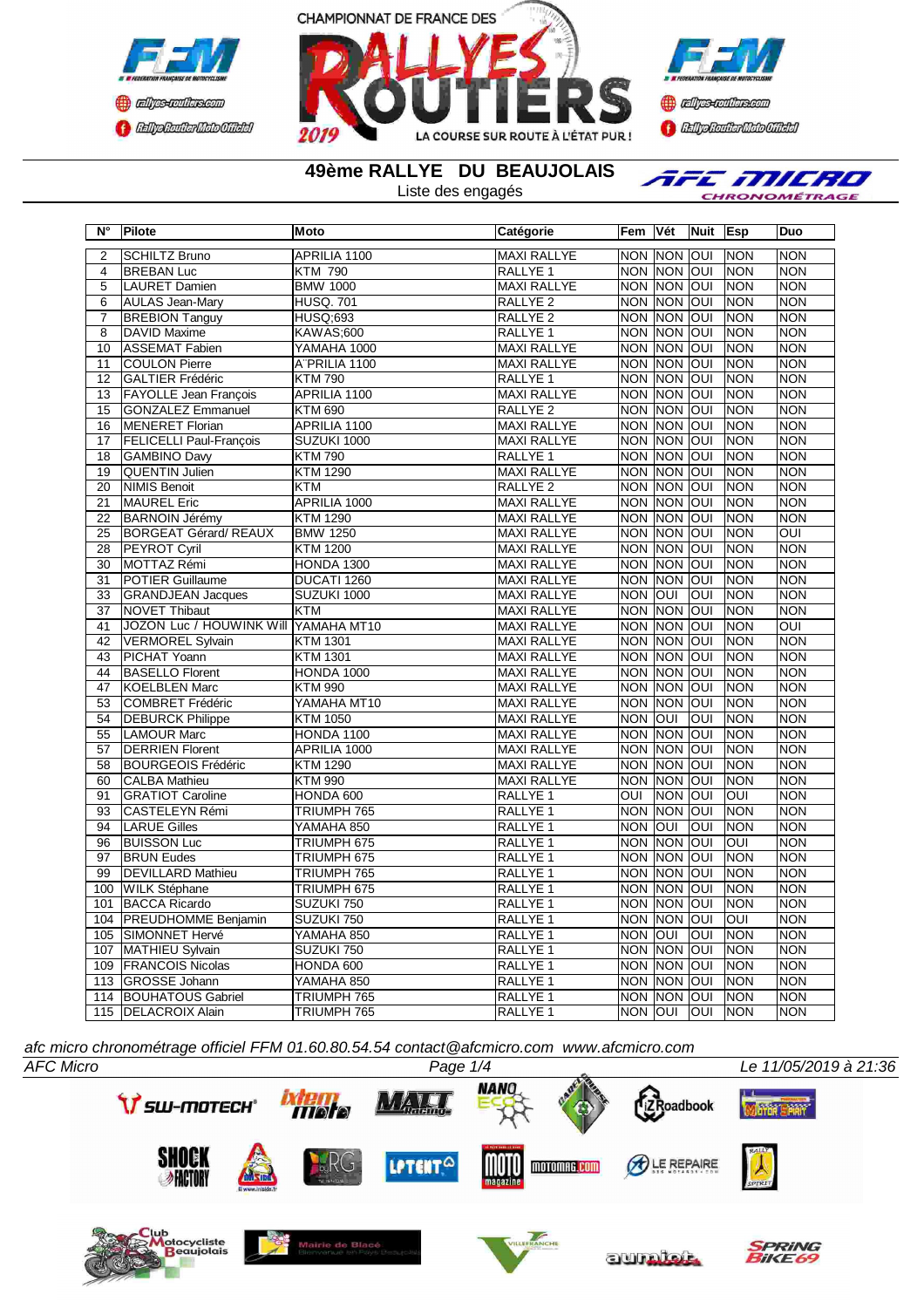CHAMPIONNAT DE FRANCE DES RALLYES ROUTIERS 2019

LA COURSE SUR ROUTE À L'ÉTAT PUR !

## 49ème RALLYE DU BEAUJOLAIS

Liste des engagés

| N° | Pilote | Moto | Catégorie | Fem | Vét | Nuit | Esp | Duo |
|---|---|---|---|---|---|---|---|---|
| 2 | SCHILTZ Bruno | APRILIA 1100 | MAXI RALLYE | NON | NON | OUI | NON | NON |
| 4 | BREBAN Luc | KTM 790 | RALLYE 1 | NON | NON | OUI | NON | NON |
| 5 | LAURET Damien | BMW 1000 | MAXI RALLYE | NON | NON | OUI | NON | NON |
| 6 | AULAS Jean-Mary | HUSQ. 701 | RALLYE 2 | NON | NON | OUI | NON | NON |
| 7 | BREBION Tanguy | HUSQ;693 | RALLYE 2 | NON | NON | OUI | NON | NON |
| 8 | DAVID Maxime | KAWAS;600 | RALLYE 1 | NON | NON | OUI | NON | NON |
| 10 | ASSEMAT Fabien | YAMAHA 1000 | MAXI RALLYE | NON | NON | OUI | NON | NON |
| 11 | COULON Pierre | A`PRILIA 1100 | MAXI RALLYE | NON | NON | OUI | NON | NON |
| 12 | GALTIER Frédéric | KTM 790 | RALLYE 1 | NON | NON | OUI | NON | NON |
| 13 | FAYOLLE Jean François | APRILIA 1100 | MAXI RALLYE | NON | NON | OUI | NON | NON |
| 15 | GONZALEZ Emmanuel | KTM 690 | RALLYE 2 | NON | NON | OUI | NON | NON |
| 16 | MENERET Florian | APRILIA 1100 | MAXI RALLYE | NON | NON | OUI | NON | NON |
| 17 | FELICELLI Paul-François | SUZUKI 1000 | MAXI RALLYE | NON | NON | OUI | NON | NON |
| 18 | GAMBINO Davy | KTM 790 | RALLYE 1 | NON | NON | OUI | NON | NON |
| 19 | QUENTIN Julien | KTM 1290 | MAXI RALLYE | NON | NON | OUI | NON | NON |
| 20 | NIMIS Benoit | KTM | RALLYE 2 | NON | NON | OUI | NON | NON |
| 21 | MAUREL Eric | APRILIA 1000 | MAXI RALLYE | NON | NON | OUI | NON | NON |
| 22 | BARNOIN Jérémy | KTM 1290 | MAXI RALLYE | NON | NON | OUI | NON | NON |
| 25 | BORGEAT Gérard/ REAUX | BMW 1250 | MAXI RALLYE | NON | NON | OUI | NON | OUI |
| 28 | PEYROT Cyril | KTM 1200 | MAXI RALLYE | NON | NON | OUI | NON | NON |
| 30 | MOTTAZ Rémi | HONDA 1300 | MAXI RALLYE | NON | NON | OUI | NON | NON |
| 31 | POTIER Guillaume | DUCATI 1260 | MAXI RALLYE | NON | NON | OUI | NON | NON |
| 33 | GRANDJEAN Jacques | SUZUKI 1000 | MAXI RALLYE | NON | OUI | OUI | NON | NON |
| 37 | NOVET Thibaut | KTM | MAXI RALLYE | NON | NON | OUI | NON | NON |
| 41 | JOZON Luc / HOUWINK Will | YAMAHA MT10 | MAXI RALLYE | NON | NON | OUI | NON | OUI |
| 42 | VERMOREL Sylvain | KTM 1301 | MAXI RALLYE | NON | NON | OUI | NON | NON |
| 43 | PICHAT Yoann | KTM 1301 | MAXI RALLYE | NON | NON | OUI | NON | NON |
| 44 | BASELLO Florent | HONDA 1000 | MAXI RALLYE | NON | NON | OUI | NON | NON |
| 47 | KOELBLEN Marc | KTM 990 | MAXI RALLYE | NON | NON | OUI | NON | NON |
| 53 | COMBRET Frédéric | YAMAHA MT10 | MAXI RALLYE | NON | NON | OUI | NON | NON |
| 54 | DEBURCK Philippe | KTM 1050 | MAXI RALLYE | NON | OUI | OUI | NON | NON |
| 55 | LAMOUR Marc | HONDA 1100 | MAXI RALLYE | NON | NON | OUI | NON | NON |
| 57 | DERRIEN Florent | APRILIA 1000 | MAXI RALLYE | NON | NON | OUI | NON | NON |
| 58 | BOURGEOIS Frédéric | KTM 1290 | MAXI RALLYE | NON | NON | OUI | NON | NON |
| 60 | CALBA Mathieu | KTM 990 | MAXI RALLYE | NON | NON | OUI | NON | NON |
| 91 | GRATIOT Caroline | HONDA 600 | RALLYE 1 | OUI | NON | OUI | OUI | NON |
| 93 | CASTELEYN Rémi | TRIUMPH 765 | RALLYE 1 | NON | NON | OUI | NON | NON |
| 94 | LARUE Gilles | YAMAHA 850 | RALLYE 1 | NON | OUI | OUI | NON | NON |
| 96 | BUISSON Luc | TRIUMPH 675 | RALLYE 1 | NON | NON | OUI | OUI | NON |
| 97 | BRUN Eudes | TRIUMPH 675 | RALLYE 1 | NON | NON | OUI | NON | NON |
| 99 | DEVILLARD Mathieu | TRIUMPH 765 | RALLYE 1 | NON | NON | OUI | NON | NON |
| 100 | WILK Stéphane | TRIUMPH 675 | RALLYE 1 | NON | NON | OUI | NON | NON |
| 101 | BACCA Ricardo | SUZUKI 750 | RALLYE 1 | NON | NON | OUI | NON | NON |
| 104 | PREUDHOMME Benjamin | SUZUKI 750 | RALLYE 1 | NON | NON | OUI | OUI | NON |
| 105 | SIMONNET Hervé | YAMAHA 850 | RALLYE 1 | NON | OUI | OUI | NON | NON |
| 107 | MATHIEU Sylvain | SUZUKI 750 | RALLYE 1 | NON | NON | OUI | NON | NON |
| 109 | FRANCOIS Nicolas | HONDA 600 | RALLYE 1 | NON | NON | OUI | NON | NON |
| 113 | GROSSE Johann | YAMAHA 850 | RALLYE 1 | NON | NON | OUI | NON | NON |
| 114 | BOUHATOUS Gabriel | TRIUMPH 765 | RALLYE 1 | NON | NON | OUI | NON | NON |
| 115 | DELACROIX Alain | TRIUMPH 765 | RALLYE 1 | NON | OUI | OUI | NON | NON |

*afc micro chronométrage officiel FFM 01.60.80.54.54 contact@afcmicro.com www.afcmicro.com*

*AFC Micro* — *Le 11/05/2019 à 21:36*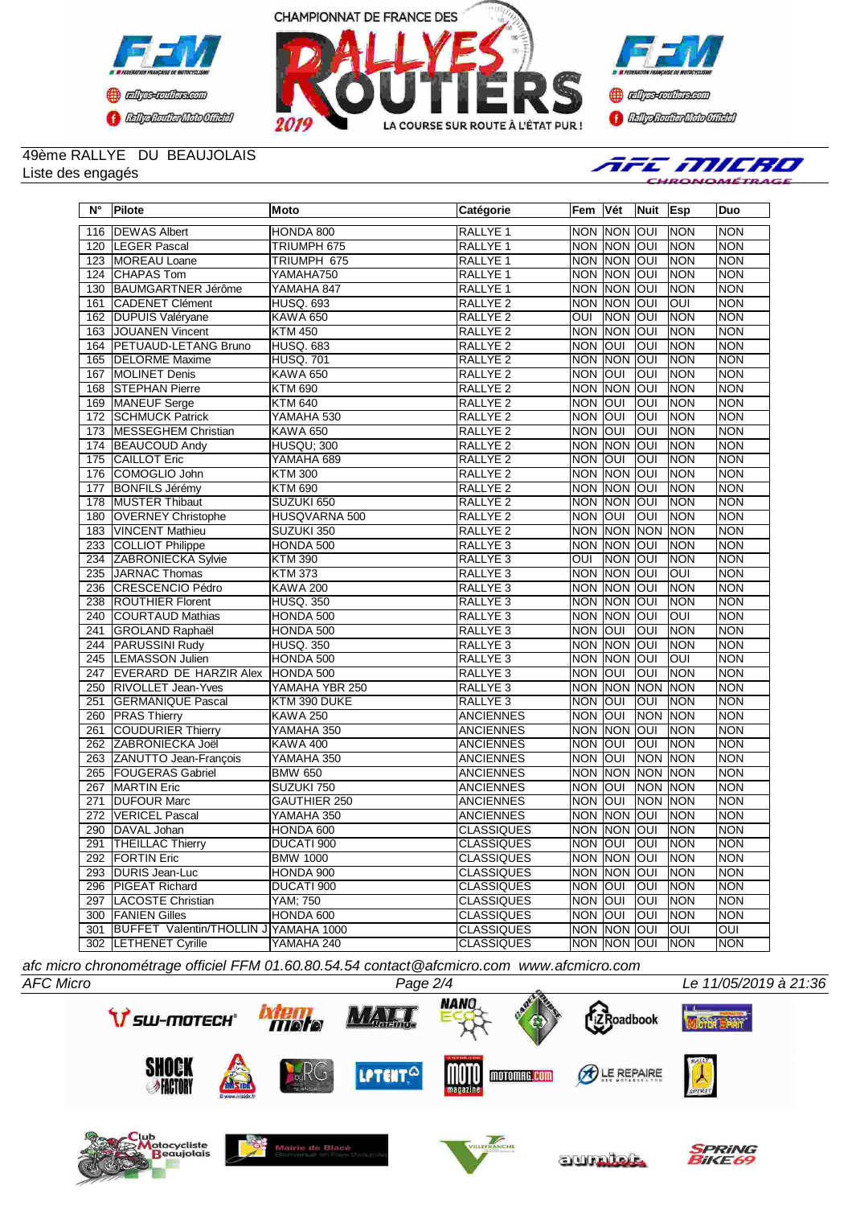49ème RALLYE DU BEAUJOLAIS

Liste des engagés

| N° | Pilote | Moto | Catégorie | Fem | Vét | Nuit | Esp | Duo |
|---|---|---|---|---|---|---|---|---|
| 116 | DEWAS Albert | HONDA 800 | RALLYE 1 | NON | NON | OUI | NON | NON |
| 120 | LEGER Pascal | TRIUMPH 675 | RALLYE 1 | NON | NON | OUI | NON | NON |
| 123 | MOREAU Loane | TRIUMPH 675 | RALLYE 1 | NON | NON | OUI | NON | NON |
| 124 | CHAPAS Tom | YAMAHA750 | RALLYE 1 | NON | NON | OUI | NON | NON |
| 130 | BAUMGARTNER Jérôme | YAMAHA 847 | RALLYE 1 | NON | NON | OUI | NON | NON |
| 161 | CADENET Clément | HUSQ. 693 | RALLYE 2 | NON | NON | OUI | OUI | NON |
| 162 | DUPUIS Valéryane | KAWA 650 | RALLYE 2 | OUI | NON | OUI | NON | NON |
| 163 | JOUANEN Vincent | KTM 450 | RALLYE 2 | NON | NON | OUI | NON | NON |
| 164 | PETUAUD-LETANG Bruno | HUSQ. 683 | RALLYE 2 | NON | OUI | OUI | NON | NON |
| 165 | DELORME Maxime | HUSQ. 701 | RALLYE 2 | NON | NON | OUI | NON | NON |
| 167 | MOLINET Denis | KAWA 650 | RALLYE 2 | NON | OUI | OUI | NON | NON |
| 168 | STEPHAN Pierre | KTM 690 | RALLYE 2 | NON | NON | OUI | NON | NON |
| 169 | MANEUF Serge | KTM 640 | RALLYE 2 | NON | OUI | OUI | NON | NON |
| 172 | SCHMUCK Patrick | YAMAHA 530 | RALLYE 2 | NON | OUI | OUI | NON | NON |
| 173 | MESSEGHEM Christian | KAWA 650 | RALLYE 2 | NON | OUI | OUI | NON | NON |
| 174 | BEAUCOUD Andy | HUSQU; 300 | RALLYE 2 | NON | NON | OUI | NON | NON |
| 175 | CAILLOT Eric | YAMAHA 689 | RALLYE 2 | NON | OUI | OUI | NON | NON |
| 176 | COMOGLIO John | KTM 300 | RALLYE 2 | NON | NON | OUI | NON | NON |
| 177 | BONFILS Jérémy | KTM 690 | RALLYE 2 | NON | NON | OUI | NON | NON |
| 178 | MUSTER Thibaut | SUZUKI 650 | RALLYE 2 | NON | NON | OUI | NON | NON |
| 180 | OVERNEY Christophe | HUSQVARNA 500 | RALLYE 2 | NON | OUI | OUI | NON | NON |
| 183 | VINCENT Mathieu | SUZUKI 350 | RALLYE 2 | NON | NON | NON | NON | NON |
| 233 | COLLIOT Philippe | HONDA 500 | RALLYE 3 | NON | NON | OUI | NON | NON |
| 234 | ZABRONIECKA Sylvie | KTM 390 | RALLYE 3 | OUI | NON | OUI | NON | NON |
| 235 | JARNAC Thomas | KTM 373 | RALLYE 3 | NON | NON | OUI | OUI | NON |
| 236 | CRESCENCIO Pédro | KAWA 200 | RALLYE 3 | NON | NON | OUI | NON | NON |
| 238 | ROUTHIER Florent | HUSQ. 350 | RALLYE 3 | NON | NON | OUI | NON | NON |
| 240 | COURTAUD Mathias | HONDA 500 | RALLYE 3 | NON | NON | OUI | OUI | NON |
| 241 | GROLAND Raphaël | HONDA 500 | RALLYE 3 | NON | OUI | OUI | NON | NON |
| 244 | PARUSSINI Rudy | HUSQ. 350 | RALLYE 3 | NON | NON | OUI | NON | NON |
| 245 | LEMASSON Julien | HONDA 500 | RALLYE 3 | NON | NON | OUI | OUI | NON |
| 247 | EVERARD DE HARZIR Alex | HONDA 500 | RALLYE 3 | NON | OUI | OUI | NON | NON |
| 250 | RIVOLLET Jean-Yves | YAMAHA YBR 250 | RALLYE 3 | NON | NON | NON | NON | NON |
| 251 | GERMANIQUE Pascal | KTM 390 DUKE | RALLYE 3 | NON | OUI | OUI | NON | NON |
| 260 | PRAS Thierry | KAWA 250 | ANCIENNES | NON | OUI | NON | NON | NON |
| 261 | COUDURIER Thierry | YAMAHA 350 | ANCIENNES | NON | NON | OUI | NON | NON |
| 262 | ZABRONIECKA Joël | KAWA 400 | ANCIENNES | NON | OUI | OUI | NON | NON |
| 263 | ZANUTTO Jean-François | YAMAHA 350 | ANCIENNES | NON | OUI | NON | NON | NON |
| 265 | FOUGERAS Gabriel | BMW 650 | ANCIENNES | NON | NON | NON | NON | NON |
| 267 | MARTIN Eric | SUZUKI 750 | ANCIENNES | NON | OUI | NON | NON | NON |
| 271 | DUFOUR Marc | GAUTHIER 250 | ANCIENNES | NON | OUI | NON | NON | NON |
| 272 | VERICEL Pascal | YAMAHA 350 | ANCIENNES | NON | NON | OUI | NON | NON |
| 290 | DAVAL Johan | HONDA 600 | CLASSIQUES | NON | NON | OUI | NON | NON |
| 291 | THEILLAC Thierry | DUCATI 900 | CLASSIQUES | NON | OUI | OUI | NON | NON |
| 292 | FORTIN Eric | BMW 1000 | CLASSIQUES | NON | NON | OUI | NON | NON |
| 293 | DURIS Jean-Luc | HONDA 900 | CLASSIQUES | NON | NON | OUI | NON | NON |
| 296 | PIGEAT Richard | DUCATI 900 | CLASSIQUES | NON | OUI | OUI | NON | NON |
| 297 | LACOSTE Christian | YAM; 750 | CLASSIQUES | NON | OUI | OUI | NON | NON |
| 300 | FANIEN Gilles | HONDA 600 | CLASSIQUES | NON | OUI | OUI | NON | NON |
| 301 | BUFFET Valentin/THOLLIN J | YAMAHA 1000 | CLASSIQUES | NON | NON | OUI | OUI | OUI |
| 302 | LETHENET Cyrille | YAMAHA 240 | CLASSIQUES | NON | NON | OUI | NON | NON |

*afc micro chronométrage officiel FFM 01.60.80.54.54 contact@afcmicro.com www.afcmicro.com*

*AFC Micro* *Le 11/05/2019 à 21:36*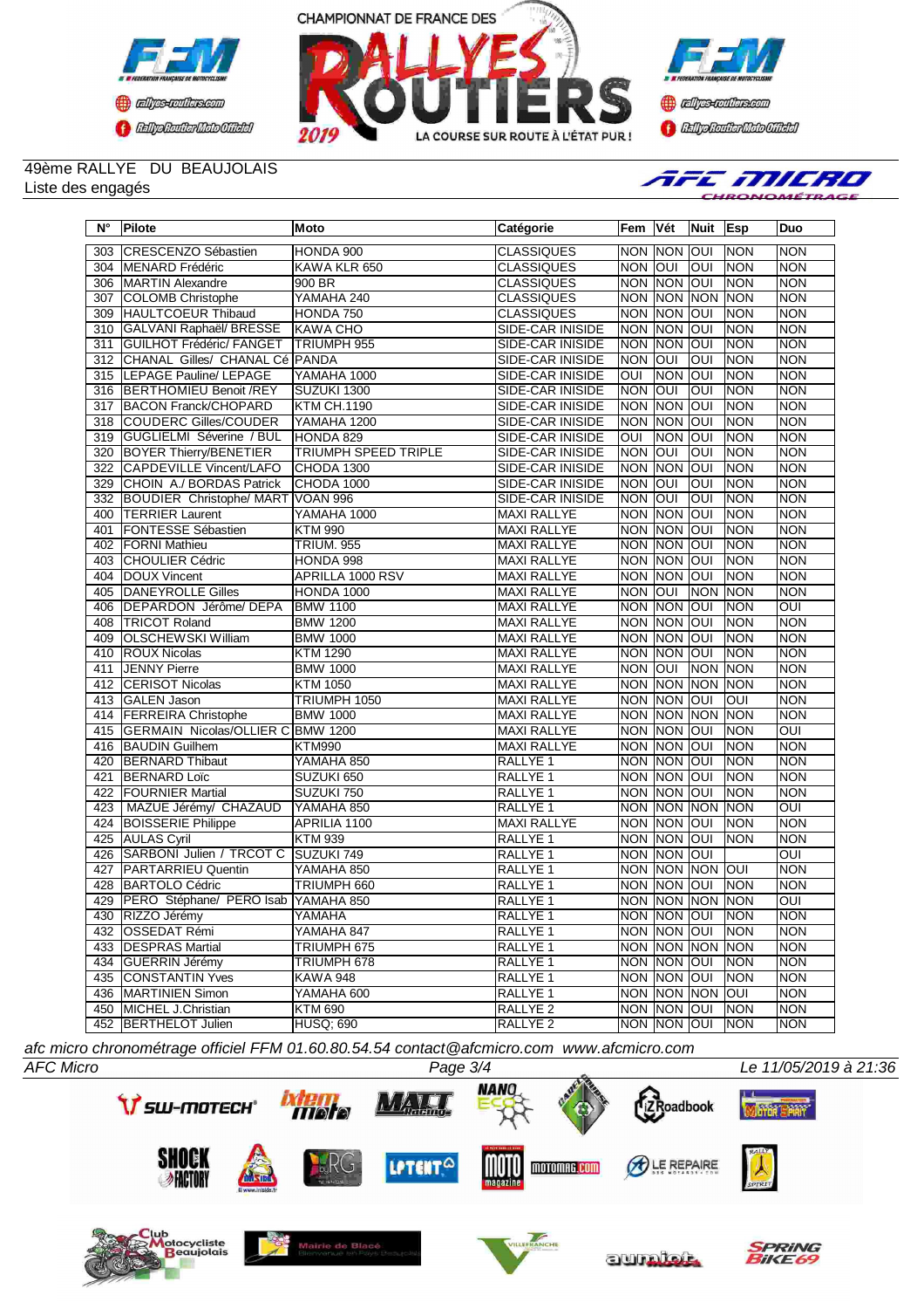49ème RALLYE DU BEAUJOLAIS
Liste des engagés

| N° | Pilote | Moto | Catégorie | Fem | Vét | Nuit | Esp | Duo |
|---|---|---|---|---|---|---|---|---|
| 303 | CRESCENZO Sébastien | HONDA 900 | CLASSIQUES | NON | NON | OUI | NON | NON |
| 304 | MENARD Frédéric | KAWA KLR 650 | CLASSIQUES | NON | OUI | OUI | NON | NON |
| 306 | MARTIN Alexandre | 900 BR | CLASSIQUES | NON | NON | OUI | NON | NON |
| 307 | COLOMB Christophe | YAMAHA 240 | CLASSIQUES | NON | NON | NON | NON | NON |
| 309 | HAULTCOEUR Thibaud | HONDA 750 | CLASSIQUES | NON | NON | OUI | NON | NON |
| 310 | GALVANI Raphaël/ BRESSE | KAWA CHO | SIDE-CAR INISIDE | NON | NON | OUI | NON | NON |
| 311 | GUILHOT Frédéric/ FANGET | TRIUMPH 955 | SIDE-CAR INISIDE | NON | NON | OUI | NON | NON |
| 312 | CHANAL Gilles/ CHANAL Cé | PANDA | SIDE-CAR INISIDE | NON | OUI | OUI | NON | NON |
| 315 | LEPAGE Pauline/ LEPAGE | YAMAHA 1000 | SIDE-CAR INISIDE | OUI | NON | OUI | NON | NON |
| 316 | BERTHOMIEU Benoit /REY | SUZUKI 1300 | SIDE-CAR INISIDE | NON | OUI | OUI | NON | NON |
| 317 | BACON Franck/CHOPARD | KTM CH.1190 | SIDE-CAR INISIDE | NON | NON | OUI | NON | NON |
| 318 | COUDERC Gilles/COUDER | YAMAHA 1200 | SIDE-CAR INISIDE | NON | NON | OUI | NON | NON |
| 319 | GUGLIELMI Séverine / BUL | HONDA 829 | SIDE-CAR INISIDE | OUI | NON | OUI | NON | NON |
| 320 | BOYER Thierry/BENETIER | TRIUMPH SPEED TRIPLE | SIDE-CAR INISIDE | NON | OUI | OUI | NON | NON |
| 322 | CAPDEVILLE Vincent/LAFO | CHODA 1300 | SIDE-CAR INISIDE | NON | NON | OUI | NON | NON |
| 329 | CHOIN A./ BORDAS Patrick | CHODA 1000 | SIDE-CAR INISIDE | NON | OUI | OUI | NON | NON |
| 332 | BOUDIER Christophe/ MART | VOAN 996 | SIDE-CAR INISIDE | NON | OUI | OUI | NON | NON |
| 400 | TERRIER Laurent | YAMAHA 1000 | MAXI RALLYE | NON | NON | OUI | NON | NON |
| 401 | FONTESSE Sébastien | KTM 990 | MAXI RALLYE | NON | NON | OUI | NON | NON |
| 402 | FORNI Mathieu | TRIUM. 955 | MAXI RALLYE | NON | NON | OUI | NON | NON |
| 403 | CHOULIER Cédric | HONDA 998 | MAXI RALLYE | NON | NON | OUI | NON | NON |
| 404 | DOUX Vincent | APRILLA 1000 RSV | MAXI RALLYE | NON | NON | OUI | NON | NON |
| 405 | DANEYROLLE Gilles | HONDA 1000 | MAXI RALLYE | NON | OUI | NON | NON | NON |
| 406 | DEPARDON Jérôme/ DEPA | BMW 1100 | MAXI RALLYE | NON | NON | OUI | NON | OUI |
| 408 | TRICOT Roland | BMW 1200 | MAXI RALLYE | NON | NON | OUI | NON | NON |
| 409 | OLSCHEWSKI William | BMW 1000 | MAXI RALLYE | NON | NON | OUI | NON | NON |
| 410 | ROUX Nicolas | KTM 1290 | MAXI RALLYE | NON | NON | OUI | NON | NON |
| 411 | JENNY Pierre | BMW 1000 | MAXI RALLYE | NON | OUI | NON | NON | NON |
| 412 | CERISOT Nicolas | KTM 1050 | MAXI RALLYE | NON | NON | NON | NON | NON |
| 413 | GALEN Jason | TRIUMPH 1050 | MAXI RALLYE | NON | NON | OUI | OUI | NON |
| 414 | FERREIRA Christophe | BMW 1000 | MAXI RALLYE | NON | NON | NON | NON | NON |
| 415 | GERMAIN Nicolas/OLLIER C | BMW 1200 | MAXI RALLYE | NON | NON | OUI | NON | OUI |
| 416 | BAUDIN Guilhem | KTM990 | MAXI RALLYE | NON | NON | OUI | NON | NON |
| 420 | BERNARD Thibaut | YAMAHA 850 | RALLYE 1 | NON | NON | OUI | NON | NON |
| 421 | BERNARD Loïc | SUZUKI 650 | RALLYE 1 | NON | NON | OUI | NON | NON |
| 422 | FOURNIER Martial | SUZUKI 750 | RALLYE 1 | NON | NON | OUI | NON | NON |
| 423 | MAZUE Jérémy/ CHAZAUD | YAMAHA 850 | RALLYE 1 | NON | NON | NON | NON | OUI |
| 424 | BOISSERIE Philippe | APRILIA 1100 | MAXI RALLYE | NON | NON | OUI | NON | NON |
| 425 | AULAS Cyril | KTM 939 | RALLYE 1 | NON | NON | OUI | NON | NON |
| 426 | SARBONI Julien / TRCOT C | SUZUKI 749 | RALLYE 1 | NON | NON | OUI | | OUI |
| 427 | PARTARRIEU Quentin | YAMAHA 850 | RALLYE 1 | NON | NON | NON | OUI | NON |
| 428 | BARTOLO Cédric | TRIUMPH 660 | RALLYE 1 | NON | NON | OUI | NON | NON |
| 429 | PERO Stéphane/ PERO Isab | YAMAHA 850 | RALLYE 1 | NON | NON | NON | NON | OUI |
| 430 | RIZZO Jérémy | YAMAHA | RALLYE 1 | NON | NON | OUI | NON | NON |
| 432 | OSSEDAT Rémi | YAMAHA 847 | RALLYE 1 | NON | NON | OUI | NON | NON |
| 433 | DESPRAS Martial | TRIUMPH 675 | RALLYE 1 | NON | NON | NON | NON | NON |
| 434 | GUERRIN Jérémy | TRIUMPH 678 | RALLYE 1 | NON | NON | OUI | NON | NON |
| 435 | CONSTANTIN Yves | KAWA 948 | RALLYE 1 | NON | NON | OUI | NON | NON |
| 436 | MARTINIEN Simon | YAMAHA 600 | RALLYE 1 | NON | NON | NON | OUI | NON |
| 450 | MICHEL J.Christian | KTM 690 | RALLYE 2 | NON | NON | OUI | NON | NON |
| 452 | BERTHELOT Julien | HUSQ; 690 | RALLYE 2 | NON | NON | OUI | NON | NON |

*afc micro chronométrage officiel FFM 01.60.80.54.54 contact@afcmicro.com www.afcmicro.com*

*AFC Micro* — *Le 11/05/2019 à 21:36*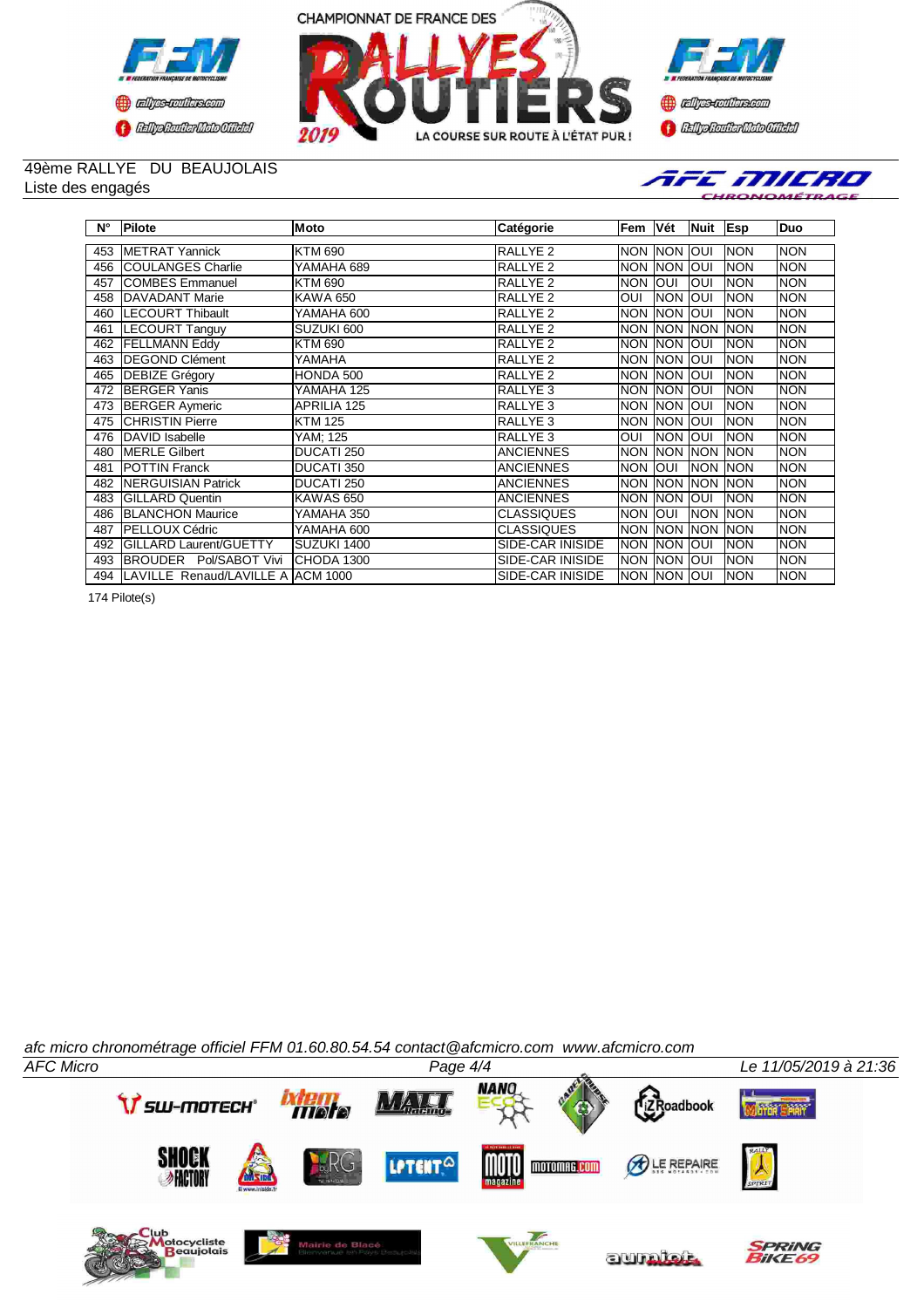49ème RALLYE DU BEAUJOLAIS
Liste des engagés

| N° | Pilote | Moto | Catégorie | Fem | Vét | Nuit | Esp | Duo |
|---|---|---|---|---|---|---|---|---|
| 453 | METRAT Yannick | KTM 690 | RALLYE 2 | NON | NON | OUI | NON | NON |
| 456 | COULANGES Charlie | YAMAHA 689 | RALLYE 2 | NON | NON | OUI | NON | NON |
| 457 | COMBES Emmanuel | KTM 690 | RALLYE 2 | NON | OUI | OUI | NON | NON |
| 458 | DAVADANT Marie | KAWA 650 | RALLYE 2 | OUI | NON | OUI | NON | NON |
| 460 | LECOURT Thibault | YAMAHA 600 | RALLYE 2 | NON | NON | OUI | NON | NON |
| 461 | LECOURT Tanguy | SUZUKI 600 | RALLYE 2 | NON | NON | NON | NON | NON |
| 462 | FELLMANN Eddy | KTM 690 | RALLYE 2 | NON | NON | OUI | NON | NON |
| 463 | DEGOND Clément | YAMAHA | RALLYE 2 | NON | NON | OUI | NON | NON |
| 465 | DEBIZE Grégory | HONDA 500 | RALLYE 2 | NON | NON | OUI | NON | NON |
| 472 | BERGER Yanis | YAMAHA 125 | RALLYE 3 | NON | NON | OUI | NON | NON |
| 473 | BERGER Aymeric | APRILIA 125 | RALLYE 3 | NON | NON | OUI | NON | NON |
| 475 | CHRISTIN Pierre | KTM 125 | RALLYE 3 | NON | NON | OUI | NON | NON |
| 476 | DAVID Isabelle | YAM; 125 | RALLYE 3 | OUI | NON | OUI | NON | NON |
| 480 | MERLE Gilbert | DUCATI 250 | ANCIENNES | NON | NON | NON | NON | NON |
| 481 | POTTIN Franck | DUCATI 350 | ANCIENNES | NON | OUI | NON | NON | NON |
| 482 | NERGUISIAN Patrick | DUCATI 250 | ANCIENNES | NON | NON | NON | NON | NON |
| 483 | GILLARD Quentin | KAWAS 650 | ANCIENNES | NON | NON | OUI | NON | NON |
| 486 | BLANCHON Maurice | YAMAHA 350 | CLASSIQUES | NON | OUI | NON | NON | NON |
| 487 | PELLOUX Cédric | YAMAHA 600 | CLASSIQUES | NON | NON | NON | NON | NON |
| 492 | GILLARD Laurent/GUETTY | SUZUKI 1400 | SIDE-CAR INISIDE | NON | NON | OUI | NON | NON |
| 493 | BROUDER Pol/SABOT Vivi | CHODA 1300 | SIDE-CAR INISIDE | NON | NON | OUI | NON | NON |
| 494 | LAVILLE Renaud/LAVILLE A | ACM 1000 | SIDE-CAR INISIDE | NON | NON | OUI | NON | NON |

174 Pilote(s)

*afc micro chronométrage officiel FFM 01.60.80.54.54 contact@afcmicro.com www.afcmicro.com*

*AFC Micro* *Le 11/05/2019 à 21:36*